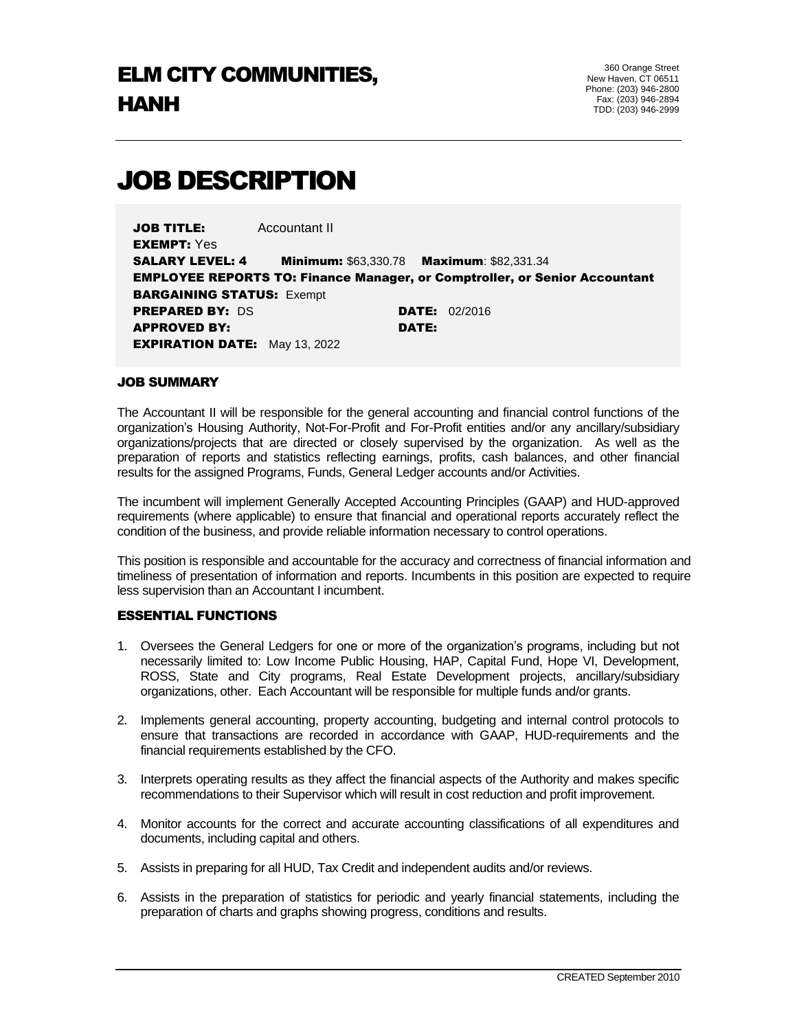# ELM CITY COMMUNITIES, HANH

360 Orange Street
New Haven, CT 06511
Phone: (203) 946-2800
Fax: (203) 946-2894
TDD: (203) 946-2999

# JOB DESCRIPTION

**JOB TITLE:** Accountant II
**EXEMPT:** Yes
**SALARY LEVEL: 4** **Minimum:** $63,330.78 **Maximum**: $82,331.34
**EMPLOYEE REPORTS TO: Finance Manager, or Comptroller, or Senior Accountant**
**BARGAINING STATUS:** Exempt
**PREPARED BY:** DS **DATE:** 02/2016
**APPROVED BY:** **DATE:**
**EXPIRATION DATE:** May 13, 2022

### JOB SUMMARY

The Accountant II will be responsible for the general accounting and financial control functions of the organization's Housing Authority, Not-For-Profit and For-Profit entities and/or any ancillary/subsidiary organizations/projects that are directed or closely supervised by the organization. As well as the preparation of reports and statistics reflecting earnings, profits, cash balances, and other financial results for the assigned Programs, Funds, General Ledger accounts and/or Activities.

The incumbent will implement Generally Accepted Accounting Principles (GAAP) and HUD-approved requirements (where applicable) to ensure that financial and operational reports accurately reflect the condition of the business, and provide reliable information necessary to control operations.

This position is responsible and accountable for the accuracy and correctness of financial information and timeliness of presentation of information and reports. Incumbents in this position are expected to require less supervision than an Accountant I incumbent.

### ESSENTIAL FUNCTIONS

1. Oversees the General Ledgers for one or more of the organization's programs, including but not necessarily limited to: Low Income Public Housing, HAP, Capital Fund, Hope VI, Development, ROSS, State and City programs, Real Estate Development projects, ancillary/subsidiary organizations, other. Each Accountant will be responsible for multiple funds and/or grants.

2. Implements general accounting, property accounting, budgeting and internal control protocols to ensure that transactions are recorded in accordance with GAAP, HUD-requirements and the financial requirements established by the CFO.

3. Interprets operating results as they affect the financial aspects of the Authority and makes specific recommendations to their Supervisor which will result in cost reduction and profit improvement.

4. Monitor accounts for the correct and accurate accounting classifications of all expenditures and documents, including capital and others.

5. Assists in preparing for all HUD, Tax Credit and independent audits and/or reviews.

6. Assists in the preparation of statistics for periodic and yearly financial statements, including the preparation of charts and graphs showing progress, conditions and results.

CREATED September 2010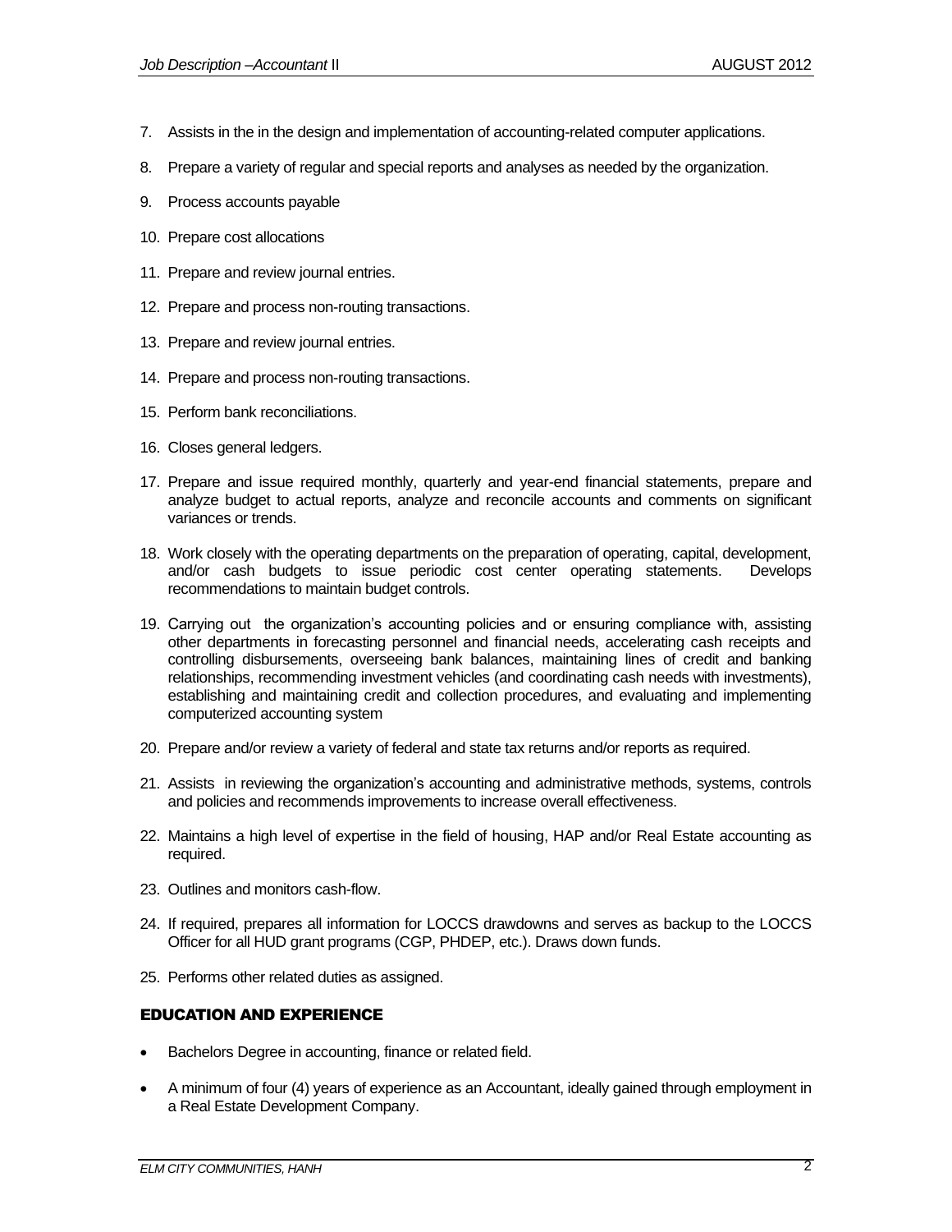7. Assists in the in the design and implementation of accounting-related computer applications.

8. Prepare a variety of regular and special reports and analyses as needed by the organization.

9. Process accounts payable

10. Prepare cost allocations

11. Prepare and review journal entries.

12. Prepare and process non-routing transactions.

13. Prepare and review journal entries.

14. Prepare and process non-routing transactions.

15. Perform bank reconciliations.

16. Closes general ledgers.

17. Prepare and issue required monthly, quarterly and year-end financial statements, prepare and analyze budget to actual reports, analyze and reconcile accounts and comments on significant variances or trends.

18. Work closely with the operating departments on the preparation of operating, capital, development, and/or cash budgets to issue periodic cost center operating statements. Develops recommendations to maintain budget controls.

19. Carrying out the organization's accounting policies and or ensuring compliance with, assisting other departments in forecasting personnel and financial needs, accelerating cash receipts and controlling disbursements, overseeing bank balances, maintaining lines of credit and banking relationships, recommending investment vehicles (and coordinating cash needs with investments), establishing and maintaining credit and collection procedures, and evaluating and implementing computerized accounting system

20. Prepare and/or review a variety of federal and state tax returns and/or reports as required.

21. Assists in reviewing the organization's accounting and administrative methods, systems, controls and policies and recommends improvements to increase overall effectiveness.

22. Maintains a high level of expertise in the field of housing, HAP and/or Real Estate accounting as required.

23. Outlines and monitors cash-flow.

24. If required, prepares all information for LOCCS drawdowns and serves as backup to the LOCCS Officer for all HUD grant programs (CGP, PHDEP, etc.). Draws down funds.

25. Performs other related duties as assigned.

## EDUCATION AND EXPERIENCE

- Bachelors Degree in accounting, finance or related field.
- A minimum of four (4) years of experience as an Accountant, ideally gained through employment in a Real Estate Development Company.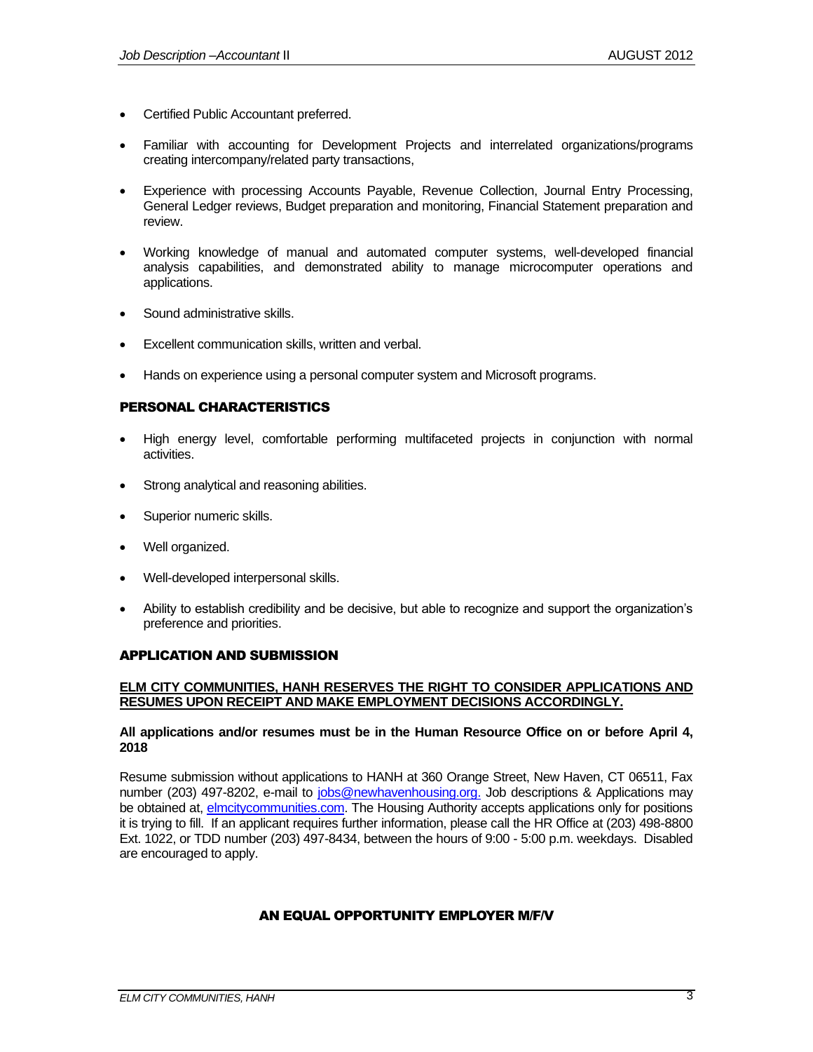- Certified Public Accountant preferred.
- Familiar with accounting for Development Projects and interrelated organizations/programs creating intercompany/related party transactions,
- Experience with processing Accounts Payable, Revenue Collection, Journal Entry Processing, General Ledger reviews, Budget preparation and monitoring, Financial Statement preparation and review.
- Working knowledge of manual and automated computer systems, well-developed financial analysis capabilities, and demonstrated ability to manage microcomputer operations and applications.
- Sound administrative skills.
- Excellent communication skills, written and verbal.
- Hands on experience using a personal computer system and Microsoft programs.

## PERSONAL CHARACTERISTICS

- High energy level, comfortable performing multifaceted projects in conjunction with normal activities.
- Strong analytical and reasoning abilities.
- Superior numeric skills.
- Well organized.
- Well-developed interpersonal skills.
- Ability to establish credibility and be decisive, but able to recognize and support the organization's preference and priorities.

## APPLICATION AND SUBMISSION

**ELM CITY COMMUNITIES, HANH RESERVES THE RIGHT TO CONSIDER APPLICATIONS AND RESUMES UPON RECEIPT AND MAKE EMPLOYMENT DECISIONS ACCORDINGLY.**

**All applications and/or resumes must be in the Human Resource Office on or before April 4, 2018**

Resume submission without applications to HANH at 360 Orange Street, New Haven, CT 06511, Fax number (203) 497-8202, e-mail to jobs@newhavenhousing.org. Job descriptions & Applications may be obtained at, elmcitycommunities.com. The Housing Authority accepts applications only for positions it is trying to fill. If an applicant requires further information, please call the HR Office at (203) 498-8800 Ext. 1022, or TDD number (203) 497-8434, between the hours of 9:00 - 5:00 p.m. weekdays. Disabled are encouraged to apply.

**AN EQUAL OPPORTUNITY EMPLOYER M/F/V**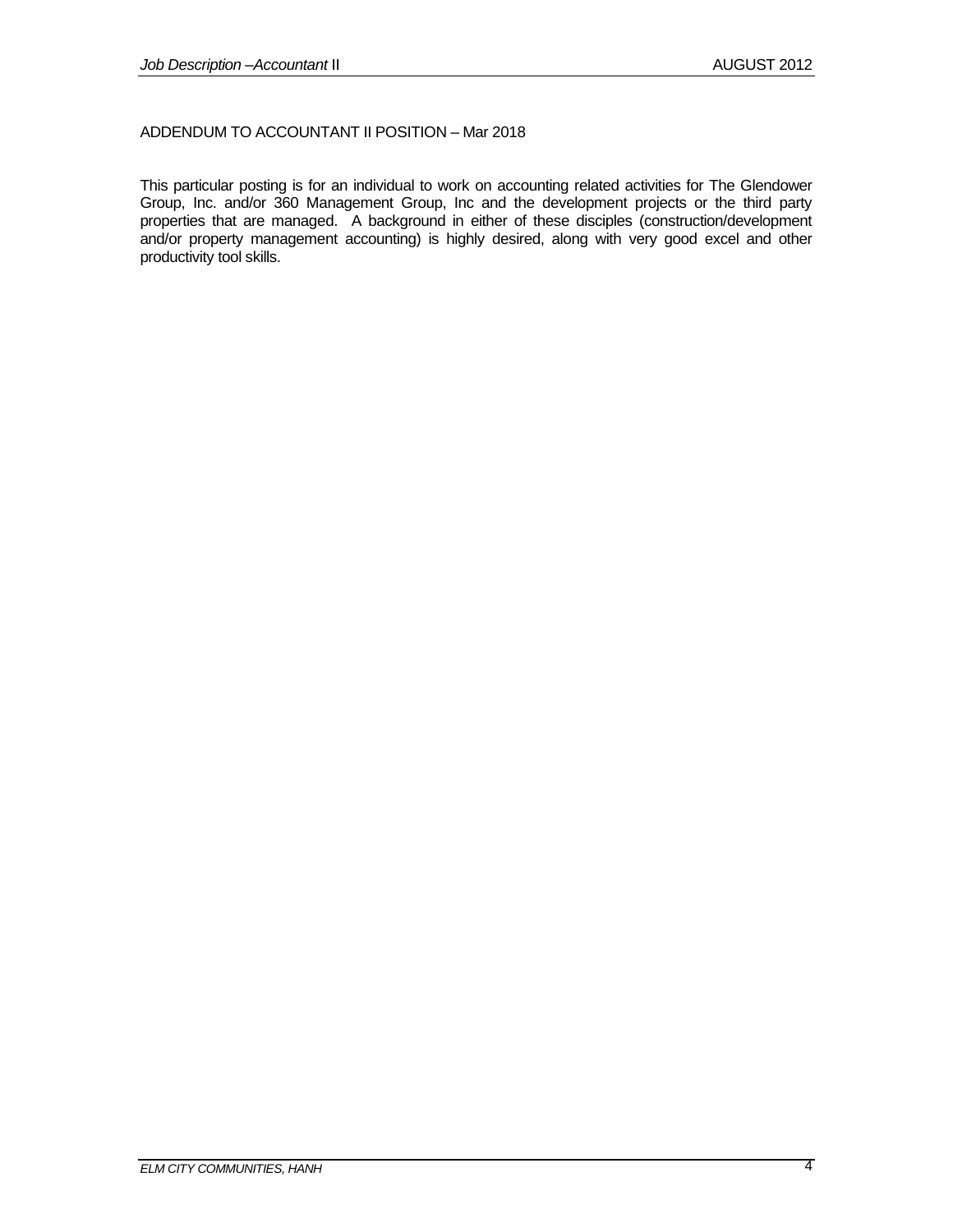ADDENDUM TO ACCOUNTANT II POSITION – Mar 2018

This particular posting is for an individual to work on accounting related activities for The Glendower Group, Inc. and/or 360 Management Group, Inc and the development projects or the third party properties that are managed. A background in either of these disciples (construction/development and/or property management accounting) is highly desired, along with very good excel and other productivity tool skills.